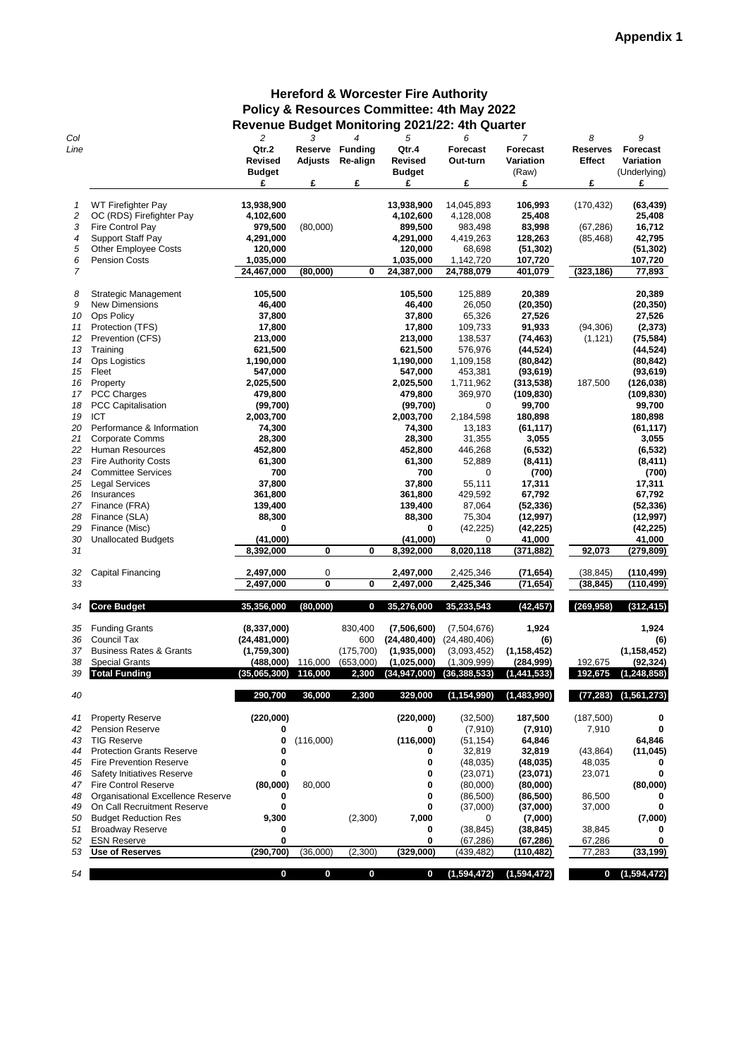**Appendix 1**

# Hereford & Worcester Fire Authority
## Policy & Resources Committee: 4th May 2022
## Revenue Budget Monitoring 2021/22: 4th Quarter

| Col | | 2 | 3 | 4 | 5 | 6 | 7 | 8 | 9 |
|---|---|---|---|---|---|---|---|---|---|
| Line | | Qtr.2 Revised Budget | Reserve Adjusts | Funding Re-align | Qtr.4 Revised Budget | Forecast Out-turn | Forecast Variation (Raw) | Reserves Effect | Forecast Variation (Underlying) |
| | | £ | £ | £ | £ | £ | £ | £ | £ |
| 1 | WT Firefighter Pay | **13,938,900** | | | **13,938,900** | 14,045,893 | **106,993** | (170,432) | **(63,439)** |
| 2 | OC (RDS) Firefighter Pay | **4,102,600** | | | **4,102,600** | 4,128,008 | **25,408** | | **25,408** |
| 3 | Fire Control Pay | **979,500** | (80,000) | | **899,500** | 983,498 | **83,998** | (67,286) | **16,712** |
| 4 | Support Staff Pay | **4,291,000** | | | **4,291,000** | 4,419,263 | **128,263** | (85,468) | **42,795** |
| 5 | Other Employee Costs | **120,000** | | | **120,000** | 68,698 | **(51,302)** | | **(51,302)** |
| 6 | Pension Costs | **1,035,000** | | | **1,035,000** | 1,142,720 | **107,720** | | **107,720** |
| 7 | | **24,467,000** | **(80,000)** | **0** | **24,387,000** | **24,788,079** | **401,079** | **(323,186)** | **77,893** |
| 8 | Strategic Management | **105,500** | | | **105,500** | 125,889 | **20,389** | | **20,389** |
| 9 | New Dimensions | **46,400** | | | **46,400** | 26,050 | **(20,350)** | | **(20,350)** |
| 10 | Ops Policy | **37,800** | | | **37,800** | 65,326 | **27,526** | | **27,526** |
| 11 | Protection (TFS) | **17,800** | | | **17,800** | 109,733 | **91,933** | (94,306) | **(2,373)** |
| 12 | Prevention (CFS) | **213,000** | | | **213,000** | 138,537 | **(74,463)** | (1,121) | **(75,584)** |
| 13 | Training | **621,500** | | | **621,500** | 576,976 | **(44,524)** | | **(44,524)** |
| 14 | Ops Logistics | **1,190,000** | | | **1,190,000** | 1,109,158 | **(80,842)** | | **(80,842)** |
| 15 | Fleet | **547,000** | | | **547,000** | 453,381 | **(93,619)** | | **(93,619)** |
| 16 | Property | **2,025,500** | | | **2,025,500** | 1,711,962 | **(313,538)** | 187,500 | **(126,038)** |
| 17 | PCC Charges | **479,800** | | | **479,800** | 369,970 | **(109,830)** | | **(109,830)** |
| 18 | PCC Capitalisation | **(99,700)** | | | **(99,700)** | 0 | **99,700** | | **99,700** |
| 19 | ICT | **2,003,700** | | | **2,003,700** | 2,184,598 | **180,898** | | **180,898** |
| 20 | Performance & Information | **74,300** | | | **74,300** | 13,183 | **(61,117)** | | **(61,117)** |
| 21 | Corporate Comms | **28,300** | | | **28,300** | 31,355 | **3,055** | | **3,055** |
| 22 | Human Resources | **452,800** | | | **452,800** | 446,268 | **(6,532)** | | **(6,532)** |
| 23 | Fire Authority Costs | **61,300** | | | **61,300** | 52,889 | **(8,411)** | | **(8,411)** |
| 24 | Committee Services | **700** | | | **700** | 0 | **(700)** | | **(700)** |
| 25 | Legal Services | **37,800** | | | **37,800** | 55,111 | **17,311** | | **17,311** |
| 26 | Insurances | **361,800** | | | **361,800** | 429,592 | **67,792** | | **67,792** |
| 27 | Finance (FRA) | **139,400** | | | **139,400** | 87,064 | **(52,336)** | | **(52,336)** |
| 28 | Finance (SLA) | **88,300** | | | **88,300** | 75,304 | **(12,997)** | | **(12,997)** |
| 29 | Finance (Misc) | **0** | | | **0** | (42,225) | **(42,225)** | | **(42,225)** |
| 30 | Unallocated Budgets | **(41,000)** | | | **(41,000)** | 0 | **41,000** | | **41,000** |
| 31 | | **8,392,000** | **0** | **0** | **8,392,000** | **8,020,118** | **(371,882)** | **92,073** | **(279,809)** |
| 32 | Capital Financing | **2,497,000** | 0 | | **2,497,000** | 2,425,346 | **(71,654)** | (38,845) | **(110,499)** |
| 33 | | **2,497,000** | **0** | **0** | **2,497,000** | **2,425,346** | **(71,654)** | **(38,845)** | **(110,499)** |
| 34 | **Core Budget** | **35,356,000** | **(80,000)** | **0** | **35,276,000** | **35,233,543** | **(42,457)** | **(269,958)** | **(312,415)** |
| 35 | Funding Grants | **(8,337,000)** | | 830,400 | **(7,506,600)** | (7,504,676) | **1,924** | | **1,924** |
| 36 | Council Tax | **(24,481,000)** | | 600 | **(24,480,400)** | (24,480,406) | **(6)** | | **(6)** |
| 37 | Business Rates & Grants | **(1,759,300)** | | (175,700) | **(1,935,000)** | (3,093,452) | **(1,158,452)** | | **(1,158,452)** |
| 38 | Special Grants | **(488,000)** | 116,000 | (653,000) | **(1,025,000)** | (1,309,999) | **(284,999)** | 192,675 | **(92,324)** |
| 39 | **Total Funding** | **(35,065,300)** | **116,000** | **2,300** | **(34,947,000)** | **(36,388,533)** | **(1,441,533)** | **192,675** | **(1,248,858)** |
| 40 | | **290,700** | **36,000** | **2,300** | **329,000** | **(1,154,990)** | **(1,483,990)** | **(77,283)** | **(1,561,273)** |
| 41 | Property Reserve | **(220,000)** | | | **(220,000)** | (32,500) | **187,500** | (187,500) | **0** |
| 42 | Pension Reserve | **0** | | | **0** | (7,910) | **(7,910)** | 7,910 | **0** |
| 43 | TIG Reserve | **0** | (116,000) | | **(116,000)** | (51,154) | **64,846** | | **64,846** |
| 44 | Protection Grants Reserve | **0** | | | **0** | 32,819 | **32,819** | (43,864) | **(11,045)** |
| 45 | Fire Prevention Reserve | **0** | | | **0** | (48,035) | **(48,035)** | 48,035 | **0** |
| 46 | Safety Initiatives Reserve | **0** | | | **0** | (23,071) | **(23,071)** | 23,071 | **0** |
| 47 | Fire Control Reserve | **(80,000)** | 80,000 | | **0** | (80,000) | **(80,000)** | | **(80,000)** |
| 48 | Organisational Excellence Reserve | **0** | | | **0** | (86,500) | **(86,500)** | 86,500 | **0** |
| 49 | On Call Recruitment Reserve | **0** | | | **0** | (37,000) | **(37,000)** | 37,000 | **0** |
| 50 | Budget Reduction Res | **9,300** | | (2,300) | **7,000** | 0 | **(7,000)** | | **(7,000)** |
| 51 | Broadway Reserve | **0** | | | **0** | (38,845) | **(38,845)** | 38,845 | **0** |
| 52 | ESN Reserve | **0** | | | **0** | (67,286) | **(67,286)** | 67,286 | **0** |
| 53 | **Use of Reserves** | **(290,700)** | (36,000) | (2,300) | **(329,000)** | (439,482) | **(110,482)** | 77,283 | **(33,199)** |
| 54 | | **0** | **0** | **0** | **0** | **(1,594,472)** | **(1,594,472)** | **0** | **(1,594,472)** |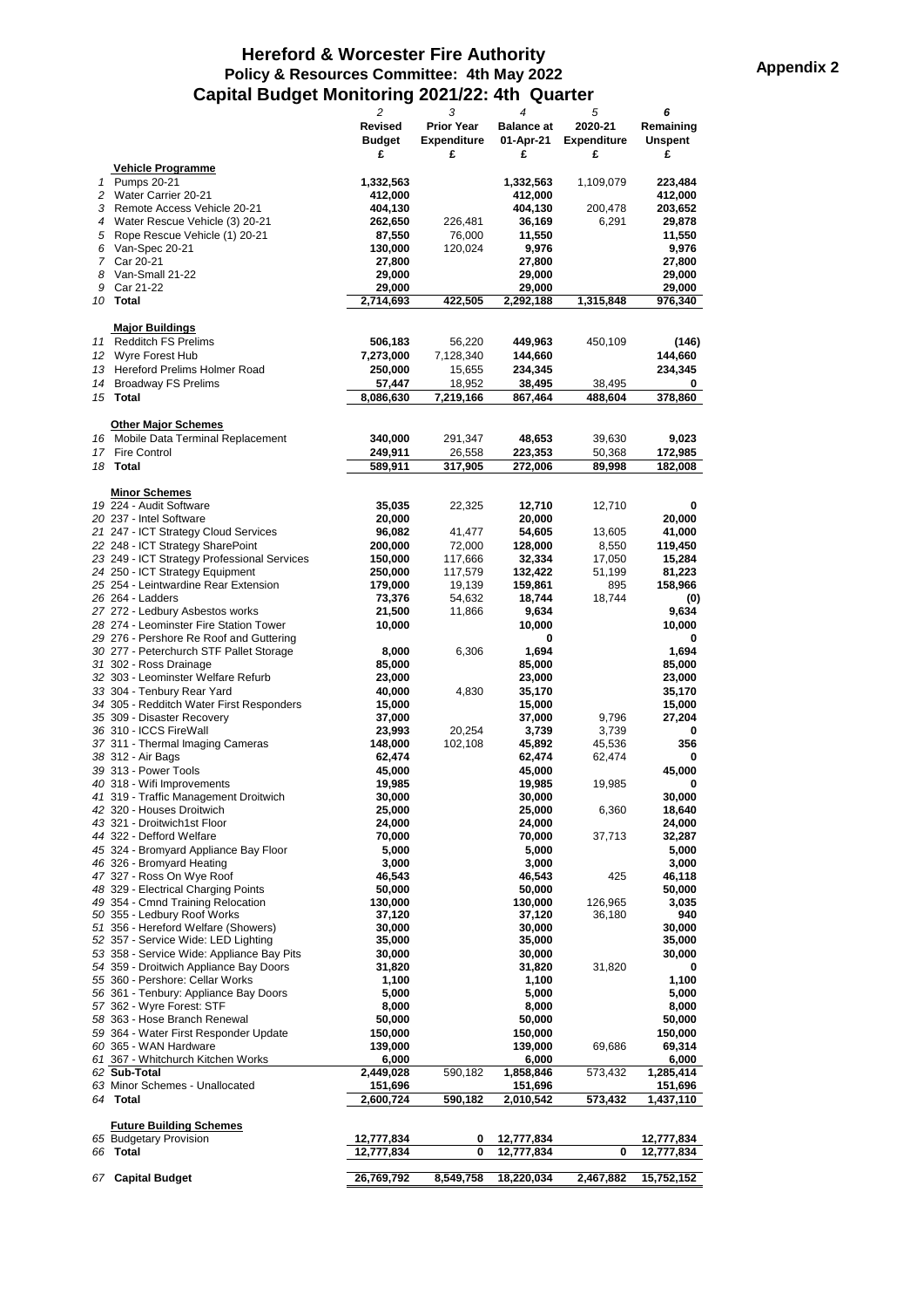# Hereford & Worcester Fire Authority

## Policy & Resources Committee: 4th May 2022

## Capital Budget Monitoring 2021/22: 4th Quarter

**Appendix 2**

| | | 2 | 3 | 4 | 5 | 6 |
|---|---|---|---|---|---|---|
| | | **Revised Budget** | **Prior Year Expenditure** | **Balance at 01-Apr-21** | **2020-21 Expenditure** | **Remaining Unspent** |
| | | **£** | **£** | **£** | **£** | **£** |
| | **Vehicle Programme** | | | | | |
| 1 | Pumps 20-21 | **1,332,563** | | **1,332,563** | 1,109,079 | **223,484** |
| 2 | Water Carrier 20-21 | **412,000** | | **412,000** | | **412,000** |
| 3 | Remote Access Vehicle 20-21 | **404,130** | | **404,130** | 200,478 | **203,652** |
| 4 | Water Rescue Vehicle (3) 20-21 | **262,650** | 226,481 | **36,169** | 6,291 | **29,878** |
| 5 | Rope Rescue Vehicle (1) 20-21 | **87,550** | 76,000 | **11,550** | | **11,550** |
| 6 | Van-Spec 20-21 | **130,000** | 120,024 | **9,976** | | **9,976** |
| 7 | Car 20-21 | **27,800** | | **27,800** | | **27,800** |
| 8 | Van-Small 21-22 | **29,000** | | **29,000** | | **29,000** |
| 9 | Car 21-22 | **29,000** | | **29,000** | | **29,000** |
| 10 | **Total** | **2,714,693** | **422,505** | **2,292,188** | **1,315,848** | **976,340** |
| | **Major Buildings** | | | | | |
| 11 | Redditch FS Prelims | **506,183** | 56,220 | **449,963** | 450,109 | **(146)** |
| 12 | Wyre Forest Hub | **7,273,000** | 7,128,340 | **144,660** | | **144,660** |
| 13 | Hereford Prelims Holmer Road | **250,000** | 15,655 | **234,345** | | **234,345** |
| 14 | Broadway FS Prelims | **57,447** | 18,952 | **38,495** | 38,495 | **0** |
| 15 | **Total** | **8,086,630** | **7,219,166** | **867,464** | **488,604** | **378,860** |
| | **Other Major Schemes** | | | | | |
| 16 | Mobile Data Terminal Replacement | **340,000** | 291,347 | **48,653** | 39,630 | **9,023** |
| 17 | Fire Control | **249,911** | 26,558 | **223,353** | 50,368 | **172,985** |
| 18 | **Total** | **589,911** | **317,905** | **272,006** | **89,998** | **182,008** |
| | **Minor Schemes** | | | | | |
| 19 | 224 - Audit Software | **35,035** | 22,325 | **12,710** | 12,710 | **0** |
| 20 | 237 - Intel Software | **20,000** | | **20,000** | | **20,000** |
| 21 | 247 - ICT Strategy Cloud Services | **96,082** | 41,477 | **54,605** | 13,605 | **41,000** |
| 22 | 248 - ICT Strategy SharePoint | **200,000** | 72,000 | **128,000** | 8,550 | **119,450** |
| 23 | 249 - ICT Strategy Professional Services | **150,000** | 117,666 | **32,334** | 17,050 | **15,284** |
| 24 | 250 - ICT Strategy Equipment | **250,000** | 117,579 | **132,422** | 51,199 | **81,223** |
| 25 | 254 - Leintwardine Rear Extension | **179,000** | 19,139 | **159,861** | 895 | **158,966** |
| 26 | 264 - Ladders | **73,376** | 54,632 | **18,744** | 18,744 | **(0)** |
| 27 | 272 - Ledbury Asbestos works | **21,500** | 11,866 | **9,634** | | **9,634** |
| 28 | 274 - Leominster Fire Station Tower | **10,000** | | **10,000** | | **10,000** |
| 29 | 276 - Pershore Re Roof and Guttering | | | **0** | | **0** |
| 30 | 277 - Peterchurch STF Pallet Storage | **8,000** | 6,306 | **1,694** | | **1,694** |
| 31 | 302 - Ross Drainage | **85,000** | | **85,000** | | **85,000** |
| 32 | 303 - Leominster Welfare Refurb | **23,000** | | **23,000** | | **23,000** |
| 33 | 304 - Tenbury Rear Yard | **40,000** | 4,830 | **35,170** | | **35,170** |
| 34 | 305 - Redditch Water First Responders | **15,000** | | **15,000** | | **15,000** |
| 35 | 309 - Disaster Recovery | **37,000** | | **37,000** | 9,796 | **27,204** |
| 36 | 310 - ICCS FireWall | **23,993** | 20,254 | **3,739** | 3,739 | **0** |
| 37 | 311 - Thermal Imaging Cameras | **148,000** | 102,108 | **45,892** | 45,536 | **356** |
| 38 | 312 - Air Bags | **62,474** | | **62,474** | 62,474 | **0** |
| 39 | 313 - Power Tools | **45,000** | | **45,000** | | **45,000** |
| 40 | 318 - Wifi Improvements | **19,985** | | **19,985** | 19,985 | **0** |
| 41 | 319 - Traffic Management Droitwich | **30,000** | | **30,000** | | **30,000** |
| 42 | 320 - Houses Droitwich | **25,000** | | **25,000** | 6,360 | **18,640** |
| 43 | 321 - Droitwich1st Floor | **24,000** | | **24,000** | | **24,000** |
| 44 | 322 - Defford Welfare | **70,000** | | **70,000** | 37,713 | **32,287** |
| 45 | 324 - Bromyard Appliance Bay Floor | **5,000** | | **5,000** | | **5,000** |
| 46 | 326 - Bromyard Heating | **3,000** | | **3,000** | | **3,000** |
| 47 | 327 - Ross On Wye Roof | **46,543** | | **46,543** | 425 | **46,118** |
| 48 | 329 - Electrical Charging Points | **50,000** | | **50,000** | | **50,000** |
| 49 | 354 - Cmnd Training Relocation | **130,000** | | **130,000** | 126,965 | **3,035** |
| 50 | 355 - Ledbury Roof Works | **37,120** | | **37,120** | 36,180 | **940** |
| 51 | 356 - Hereford Welfare (Showers) | **30,000** | | **30,000** | | **30,000** |
| 52 | 357 - Service Wide: LED Lighting | **35,000** | | **35,000** | | **35,000** |
| 53 | 358 - Service Wide: Appliance Bay Pits | **30,000** | | **30,000** | | **30,000** |
| 54 | 359 - Droitwich Appliance Bay Doors | **31,820** | | **31,820** | 31,820 | **0** |
| 55 | 360 - Pershore: Cellar Works | **1,100** | | **1,100** | | **1,100** |
| 56 | 361 - Tenbury: Appliance Bay Doors | **5,000** | | **5,000** | | **5,000** |
| 57 | 362 - Wyre Forest: STF | **8,000** | | **8,000** | | **8,000** |
| 58 | 363 - Hose Branch Renewal | **50,000** | | **50,000** | | **50,000** |
| 59 | 364 - Water First Responder Update | **150,000** | | **150,000** | | **150,000** |
| 60 | 365 - WAN Hardware | **139,000** | | **139,000** | 69,686 | **69,314** |
| 61 | 367 - Whitchurch Kitchen Works | **6,000** | | **6,000** | | **6,000** |
| 62 | **Sub-Total** | **2,449,028** | 590,182 | **1,858,846** | 573,432 | **1,285,414** |
| 63 | Minor Schemes - Unallocated | **151,696** | | **151,696** | | **151,696** |
| 64 | **Total** | **2,600,724** | **590,182** | **2,010,542** | **573,432** | **1,437,110** |
| | **Future Building Schemes** | | | | | |
| 65 | Budgetary Provision | **12,777,834** | **0** | **12,777,834** | | **12,777,834** |
| 66 | **Total** | **12,777,834** | **0** | **12,777,834** | **0** | **12,777,834** |
| 67 | **Capital Budget** | **26,769,792** | **8,549,758** | **18,220,034** | **2,467,882** | **15,752,152** |